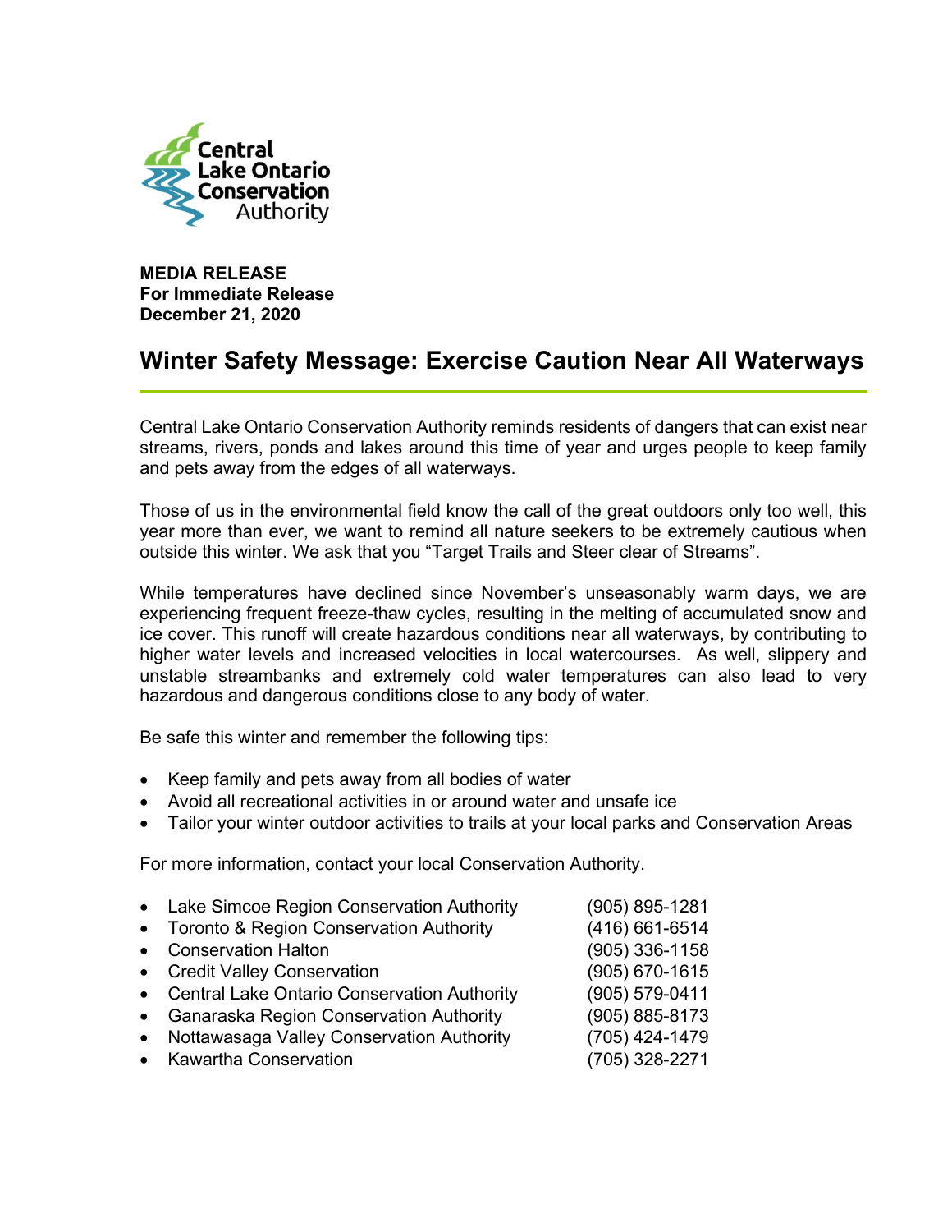Central Lake Ontario Conservation Authority

**MEDIA RELEASE**
**For Immediate Release**
**December 21, 2020**

# Winter Safety Message: Exercise Caution Near All Waterways

Central Lake Ontario Conservation Authority reminds residents of dangers that can exist near streams, rivers, ponds and lakes around this time of year and urges people to keep family and pets away from the edges of all waterways.

Those of us in the environmental field know the call of the great outdoors only too well, this year more than ever, we want to remind all nature seekers to be extremely cautious when outside this winter. We ask that you "Target Trails and Steer clear of Streams".

While temperatures have declined since November's unseasonably warm days, we are experiencing frequent freeze-thaw cycles, resulting in the melting of accumulated snow and ice cover. This runoff will create hazardous conditions near all waterways, by contributing to higher water levels and increased velocities in local watercourses. As well, slippery and unstable streambanks and extremely cold water temperatures can also lead to very hazardous and dangerous conditions close to any body of water.

Be safe this winter and remember the following tips:

- Keep family and pets away from all bodies of water
- Avoid all recreational activities in or around water and unsafe ice
- Tailor your winter outdoor activities to trails at your local parks and Conservation Areas

For more information, contact your local Conservation Authority.

- Lake Simcoe Region Conservation Authority (905) 895-1281
- Toronto & Region Conservation Authority (416) 661-6514
- Conservation Halton (905) 336-1158
- Credit Valley Conservation (905) 670-1615
- Central Lake Ontario Conservation Authority (905) 579-0411
- Ganaraska Region Conservation Authority (905) 885-8173
- Nottawasaga Valley Conservation Authority (705) 424-1479
- Kawartha Conservation (705) 328-2271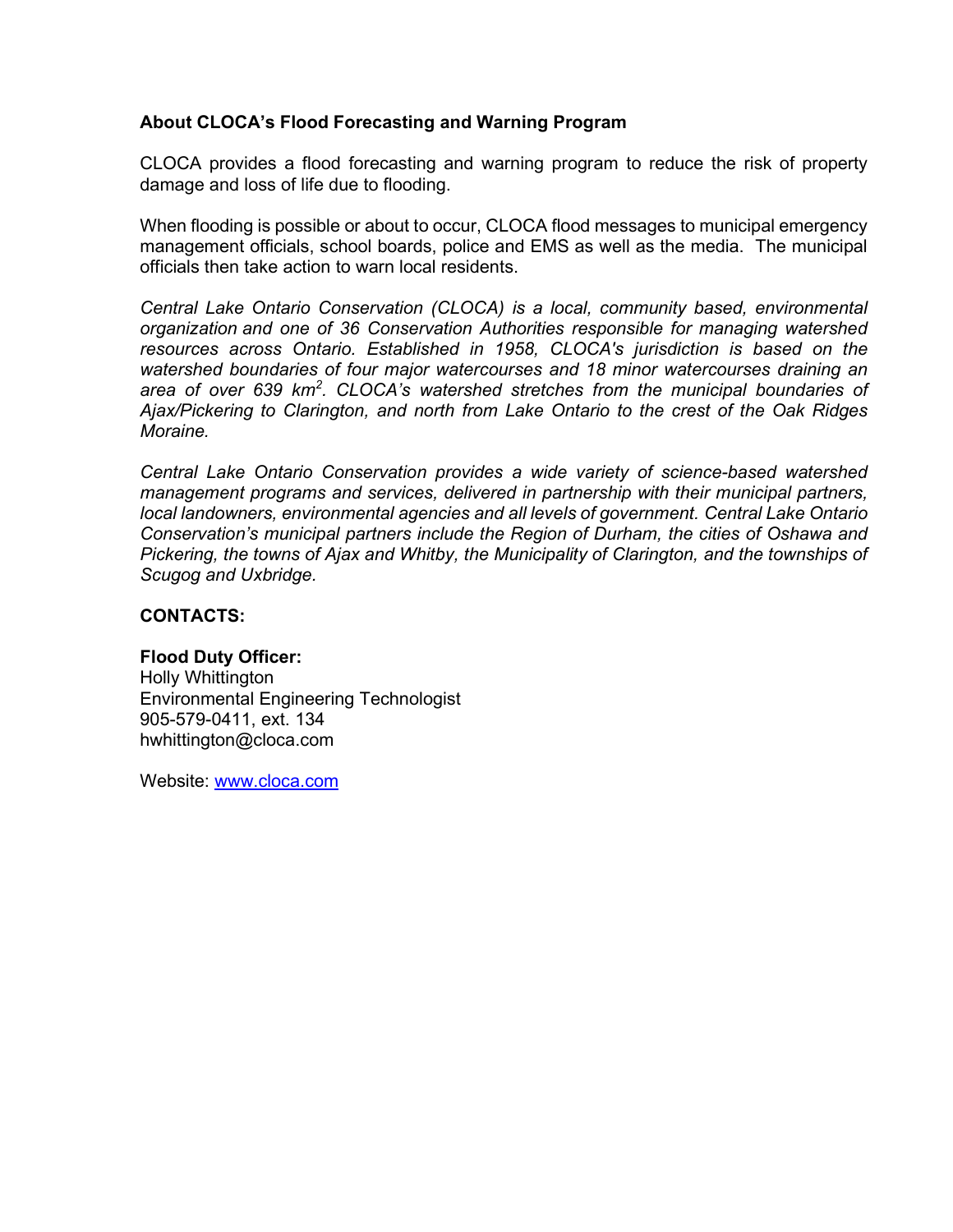**About CLOCA's Flood Forecasting and Warning Program**

CLOCA provides a flood forecasting and warning program to reduce the risk of property damage and loss of life due to flooding.

When flooding is possible or about to occur, CLOCA flood messages to municipal emergency management officials, school boards, police and EMS as well as the media. The municipal officials then take action to warn local residents.

*Central Lake Ontario Conservation (CLOCA) is a local, community based, environmental organization and one of 36 Conservation Authorities responsible for managing watershed resources across Ontario. Established in 1958, CLOCA's jurisdiction is based on the watershed boundaries of four major watercourses and 18 minor watercourses draining an area of over 639 km$^2$. CLOCA's watershed stretches from the municipal boundaries of Ajax/Pickering to Clarington, and north from Lake Ontario to the crest of the Oak Ridges Moraine.*

*Central Lake Ontario Conservation provides a wide variety of science-based watershed management programs and services, delivered in partnership with their municipal partners, local landowners, environmental agencies and all levels of government. Central Lake Ontario Conservation's municipal partners include the Region of Durham, the cities of Oshawa and Pickering, the towns of Ajax and Whitby, the Municipality of Clarington, and the townships of Scugog and Uxbridge.*

**CONTACTS:**

**Flood Duty Officer:**
Holly Whittington
Environmental Engineering Technologist
905-579-0411, ext. 134
hwhittington@cloca.com

Website: www.cloca.com